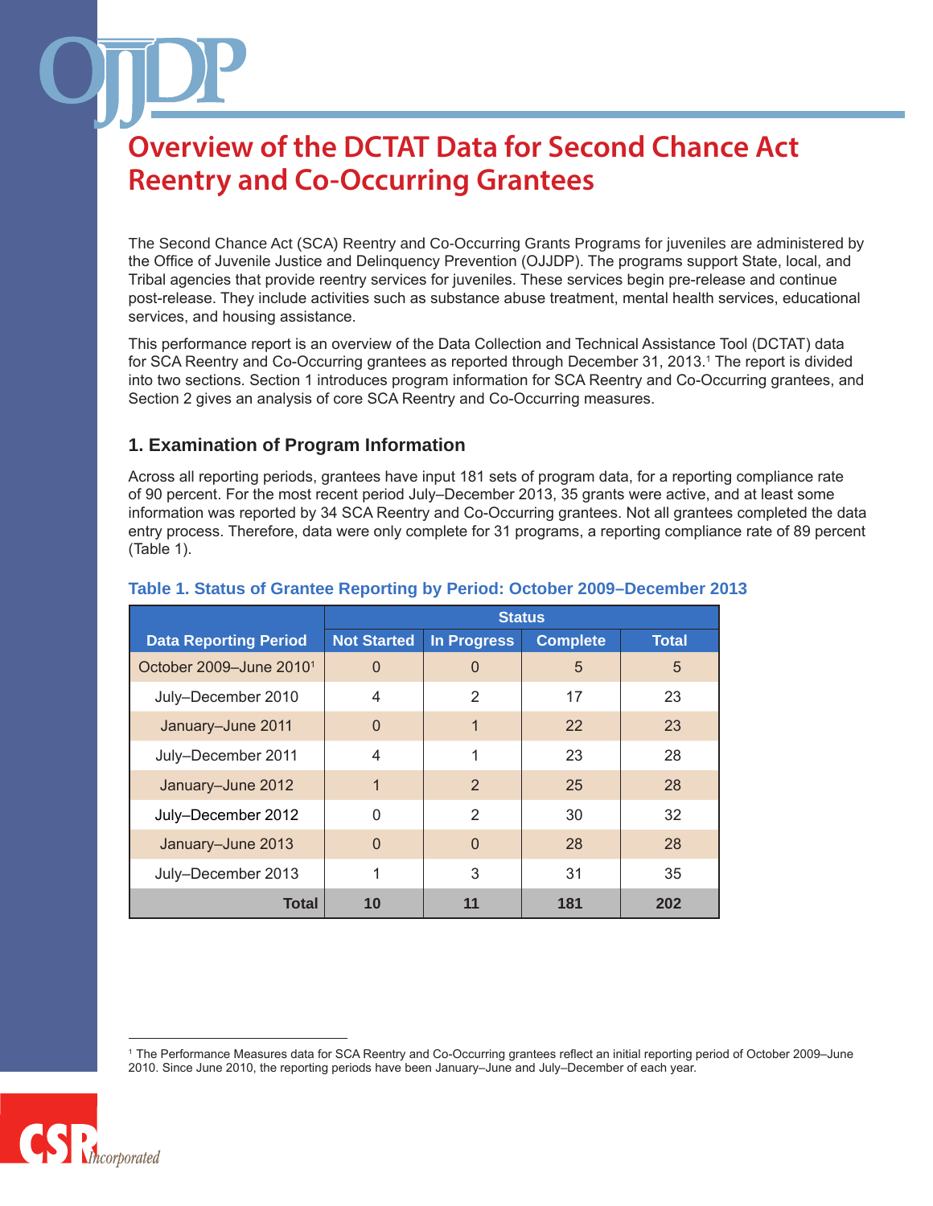# Overview of the DCTAT Data for Second Chance Act Reentry and Co-Occurring Grantees

The Second Chance Act (SCA) Reentry and Co-Occurring Grants Programs for juveniles are administered by the Office of Juvenile Justice and Delinquency Prevention (OJJDP). The programs support State, local, and Tribal agencies that provide reentry services for juveniles. These services begin pre-release and continue post-release. They include activities such as substance abuse treatment, mental health services, educational services, and housing assistance.

This performance report is an overview of the Data Collection and Technical Assistance Tool (DCTAT) data for SCA Reentry and Co-Occurring grantees as reported through December 31, 2013.[1] The report is divided into two sections. Section 1 introduces program information for SCA Reentry and Co-Occurring grantees, and Section 2 gives an analysis of core SCA Reentry and Co-Occurring measures.

## 1. Examination of Program Information

Across all reporting periods, grantees have input 181 sets of program data, for a reporting compliance rate of 90 percent. For the most recent period July–December 2013, 35 grants were active, and at least some information was reported by 34 SCA Reentry and Co-Occurring grantees. Not all grantees completed the data entry process. Therefore, data were only complete for 31 programs, a reporting compliance rate of 89 percent (Table 1).

### Table 1. Status of Grantee Reporting by Period: October 2009–December 2013

| | Status | | | |
|---|---|---|---|---|
| **Data Reporting Period** | **Not Started** | **In Progress** | **Complete** | **Total** |
| October 2009–June 2010[1] | 0 | 0 | 5 | 5 |
| July–December 2010 | 4 | 2 | 17 | 23 |
| January–June 2011 | 0 | 1 | 22 | 23 |
| July–December 2011 | 4 | 1 | 23 | 28 |
| January–June 2012 | 1 | 2 | 25 | 28 |
| July–December 2012 | 0 | 2 | 30 | 32 |
| January–June 2013 | 0 | 0 | 28 | 28 |
| July–December 2013 | 1 | 3 | 31 | 35 |
| **Total** | **10** | **11** | **181** | **202** |

[1] The Performance Measures data for SCA Reentry and Co-Occurring grantees reflect an initial reporting period of October 2009–June 2010. Since June 2010, the reporting periods have been January–June and July–December of each year.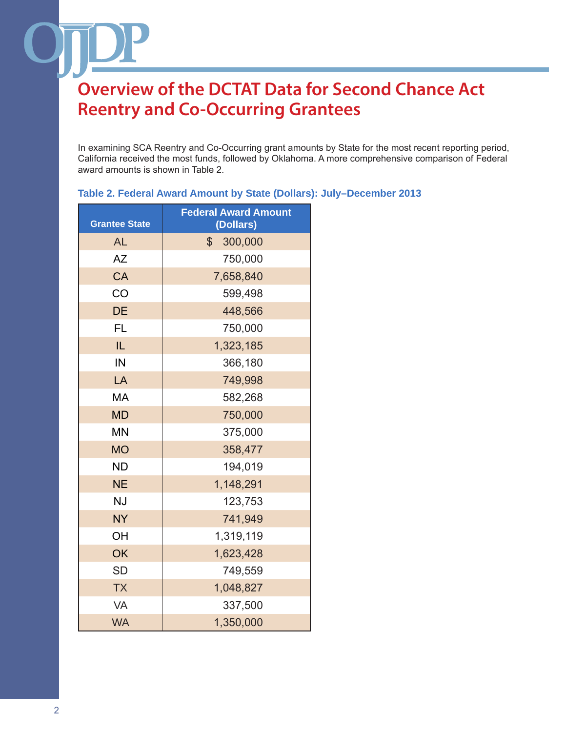# Overview of the DCTAT Data for Second Chance Act Reentry and Co-Occurring Grantees

In examining SCA Reentry and Co-Occurring grant amounts by State for the most recent reporting period, California received the most funds, followed by Oklahoma. A more comprehensive comparison of Federal award amounts is shown in Table 2.

**Table 2. Federal Award Amount by State (Dollars): July–December 2013**

| Grantee State | Federal Award Amount (Dollars) |
|---|---|
| AL | $ 300,000 |
| AZ | 750,000 |
| CA | 7,658,840 |
| CO | 599,498 |
| DE | 448,566 |
| FL | 750,000 |
| IL | 1,323,185 |
| IN | 366,180 |
| LA | 749,998 |
| MA | 582,268 |
| MD | 750,000 |
| MN | 375,000 |
| MO | 358,477 |
| ND | 194,019 |
| NE | 1,148,291 |
| NJ | 123,753 |
| NY | 741,949 |
| OH | 1,319,119 |
| OK | 1,623,428 |
| SD | 749,559 |
| TX | 1,048,827 |
| VA | 337,500 |
| WA | 1,350,000 |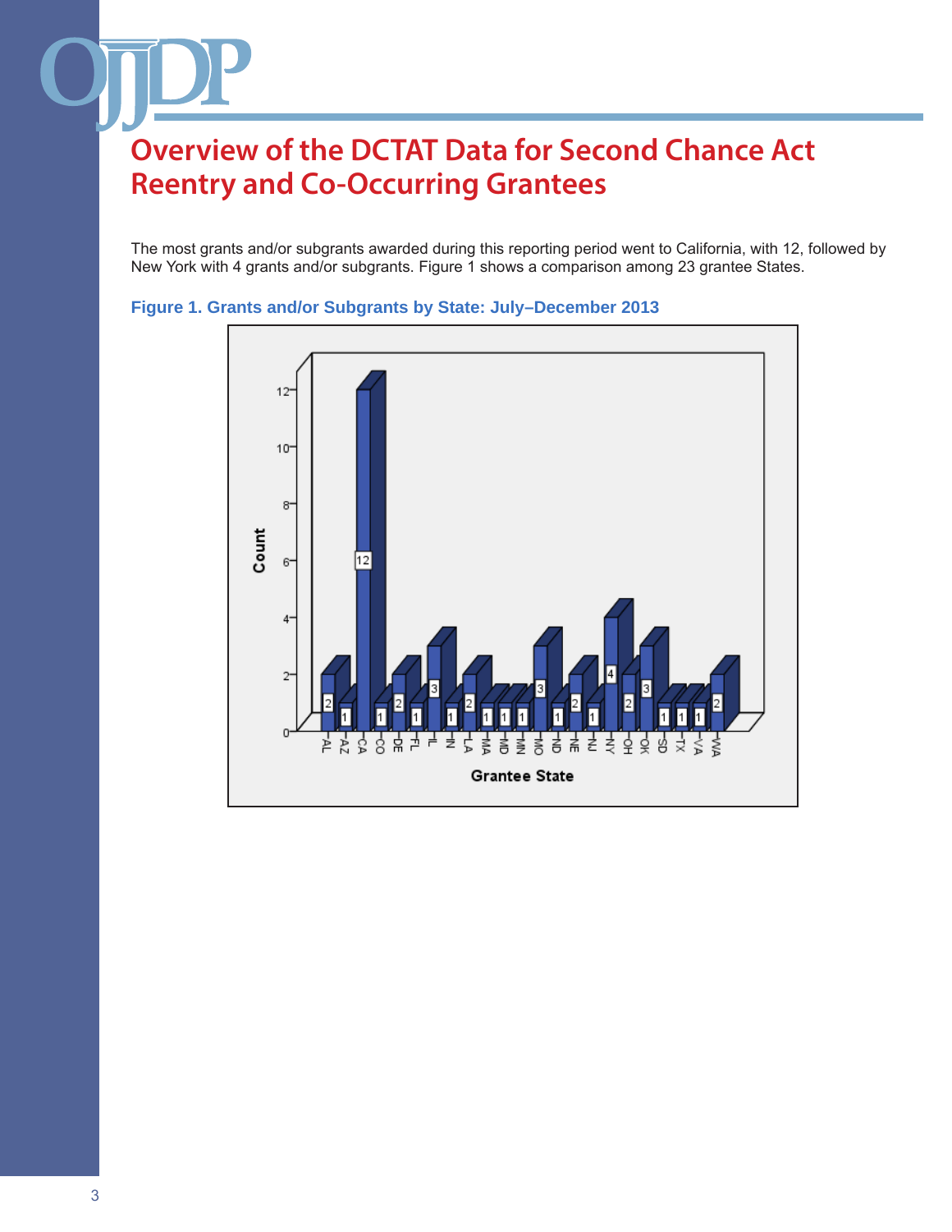# Overview of the DCTAT Data for Second Chance Act Reentry and Co-Occurring Grantees

The most grants and/or subgrants awarded during this reporting period went to California, with 12, followed by New York with 4 grants and/or subgrants. Figure 1 shows a comparison among 23 grantee States.

**Figure 1. Grants and/or Subgrants by State: July–December 2013**

| Grantee State | Count |
|---|---|
| AL | 2 |
| AZ | 1 |
| CA | 12 |
| CO | 1 |
| DE | 2 |
| FL | 1 |
| IL | 3 |
| IN | 1 |
| LA | 2 |
| MA | 1 |
| MD | 1 |
| MN | 1 |
| MO | 3 |
| ND | 1 |
| NE | 2 |
| NJ | 1 |
| NY | 4 |
| OH | 2 |
| OK | 3 |
| SD | 1 |
| TX | 1 |
| VA | 1 |
| WA | 2 |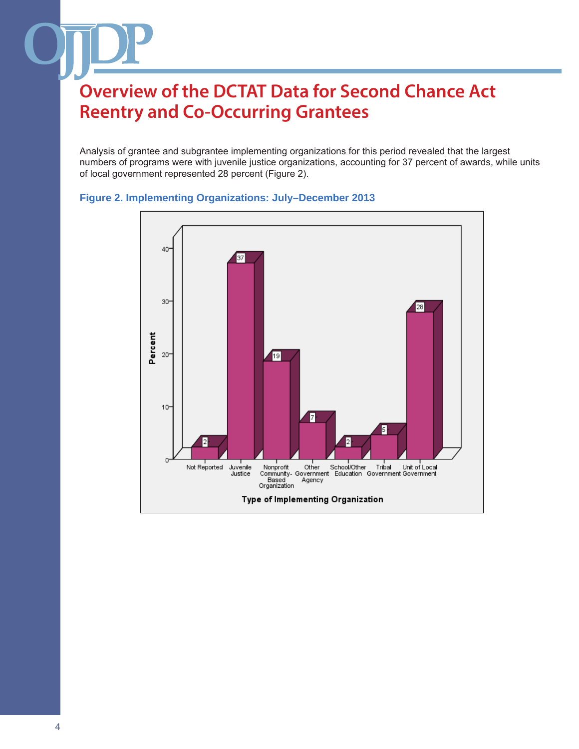# Overview of the DCTAT Data for Second Chance Act Reentry and Co-Occurring Grantees

Analysis of grantee and subgrantee implementing organizations for this period revealed that the largest numbers of programs were with juvenile justice organizations, accounting for 37 percent of awards, while units of local government represented 28 percent (Figure 2).

**Figure 2. Implementing Organizations: July–December 2013**

| Type of Implementing Organization | Percent |
| --- | --- |
| Not Reported | 2 |
| Juvenile Justice | 37 |
| Nonprofit Community-Based Organization | 19 |
| Other Government Agency | 7 |
| School/Other Education | 2 |
| Tribal Government | 5 |
| Unit of Local Government | 28 |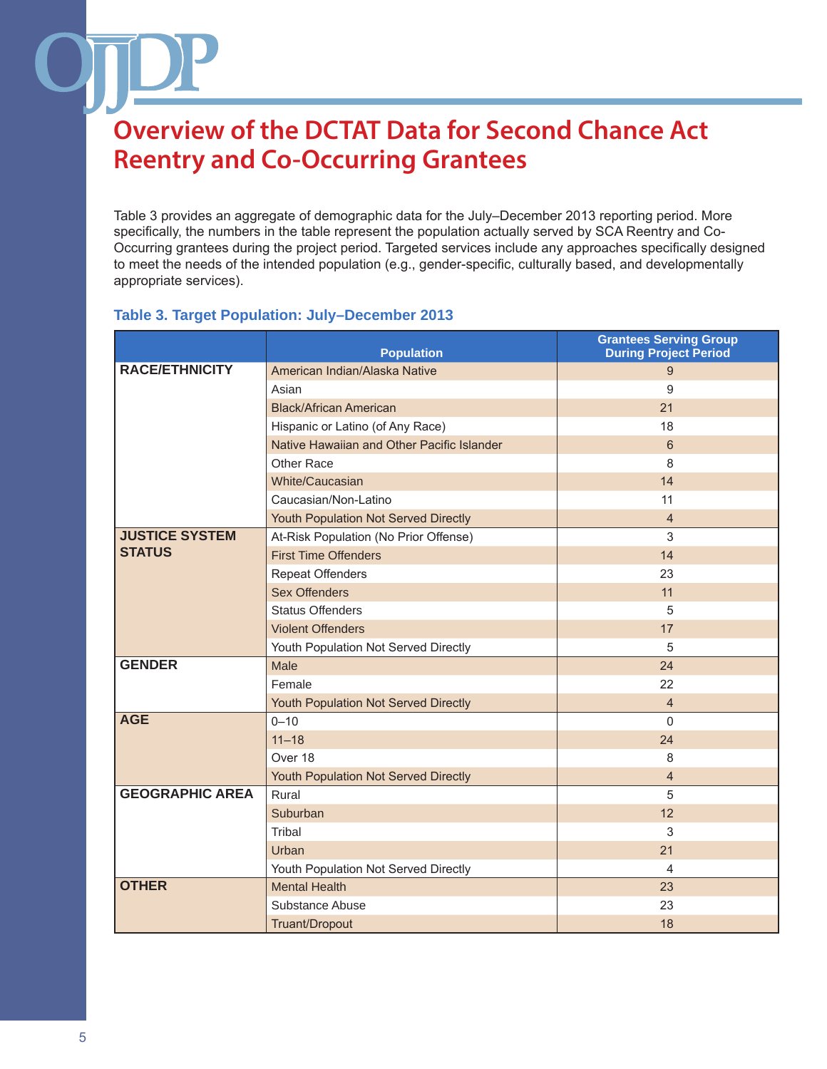# Overview of the DCTAT Data for Second Chance Act Reentry and Co-Occurring Grantees

Table 3 provides an aggregate of demographic data for the July–December 2013 reporting period. More specifically, the numbers in the table represent the population actually served by SCA Reentry and Co-Occurring grantees during the project period. Targeted services include any approaches specifically designed to meet the needs of the intended population (e.g., gender-specific, culturally based, and developmentally appropriate services).

### Table 3. Target Population: July–December 2013

| | Population | Grantees Serving Group During Project Period |
|---|---|---|
| **RACE/ETHNICITY** | American Indian/Alaska Native | 9 |
| | Asian | 9 |
| | Black/African American | 21 |
| | Hispanic or Latino (of Any Race) | 18 |
| | Native Hawaiian and Other Pacific Islander | 6 |
| | Other Race | 8 |
| | White/Caucasian | 14 |
| | Caucasian/Non-Latino | 11 |
| | Youth Population Not Served Directly | 4 |
| **JUSTICE SYSTEM STATUS** | At-Risk Population (No Prior Offense) | 3 |
| | First Time Offenders | 14 |
| | Repeat Offenders | 23 |
| | Sex Offenders | 11 |
| | Status Offenders | 5 |
| | Violent Offenders | 17 |
| | Youth Population Not Served Directly | 5 |
| **GENDER** | Male | 24 |
| | Female | 22 |
| | Youth Population Not Served Directly | 4 |
| **AGE** | 0–10 | 0 |
| | 11–18 | 24 |
| | Over 18 | 8 |
| | Youth Population Not Served Directly | 4 |
| **GEOGRAPHIC AREA** | Rural | 5 |
| | Suburban | 12 |
| | Tribal | 3 |
| | Urban | 21 |
| | Youth Population Not Served Directly | 4 |
| **OTHER** | Mental Health | 23 |
| | Substance Abuse | 23 |
| | Truant/Dropout | 18 |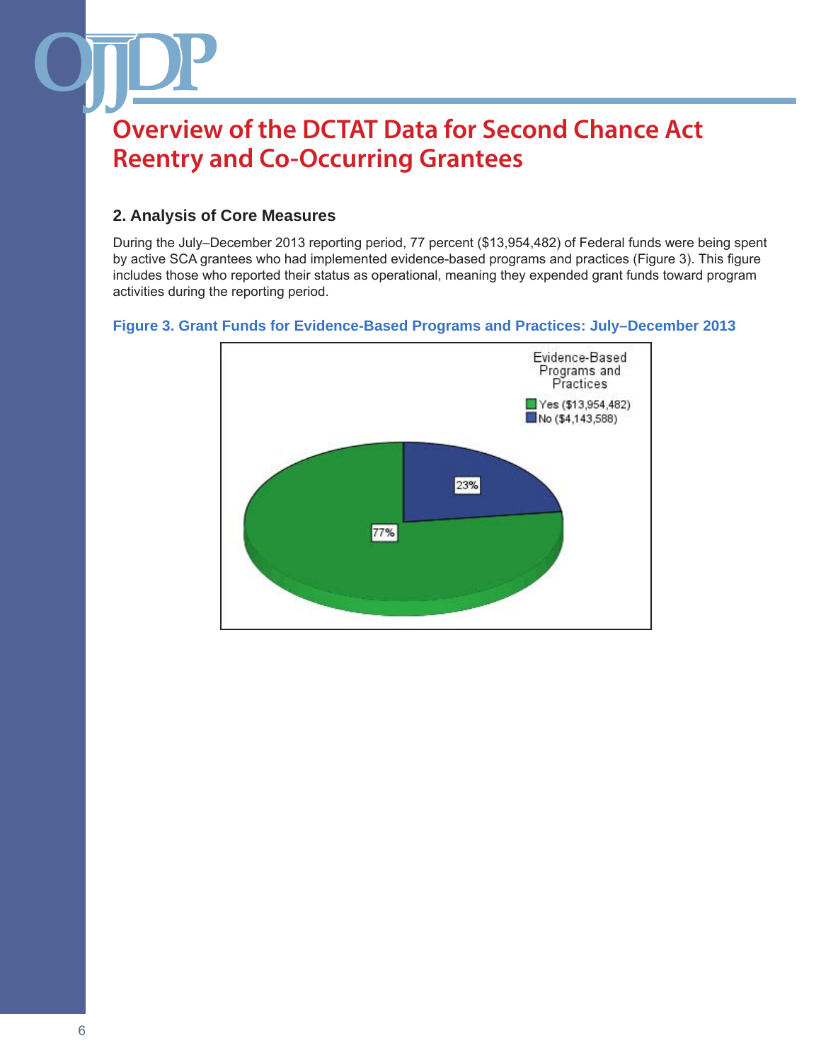# Overview of the DCTAT Data for Second Chance Act Reentry and Co-Occurring Grantees

## 2. Analysis of Core Measures

During the July–December 2013 reporting period, 77 percent ($13,954,482) of Federal funds were being spent by active SCA grantees who had implemented evidence-based programs and practices (Figure 3). This figure includes those who reported their status as operational, meaning they expended grant funds toward program activities during the reporting period.

**Figure 3. Grant Funds for Evidence-Based Programs and Practices: July–December 2013**

Evidence-Based Programs and Practices

- Yes ($13,954,482): 77%
- No ($4,143,588): 23%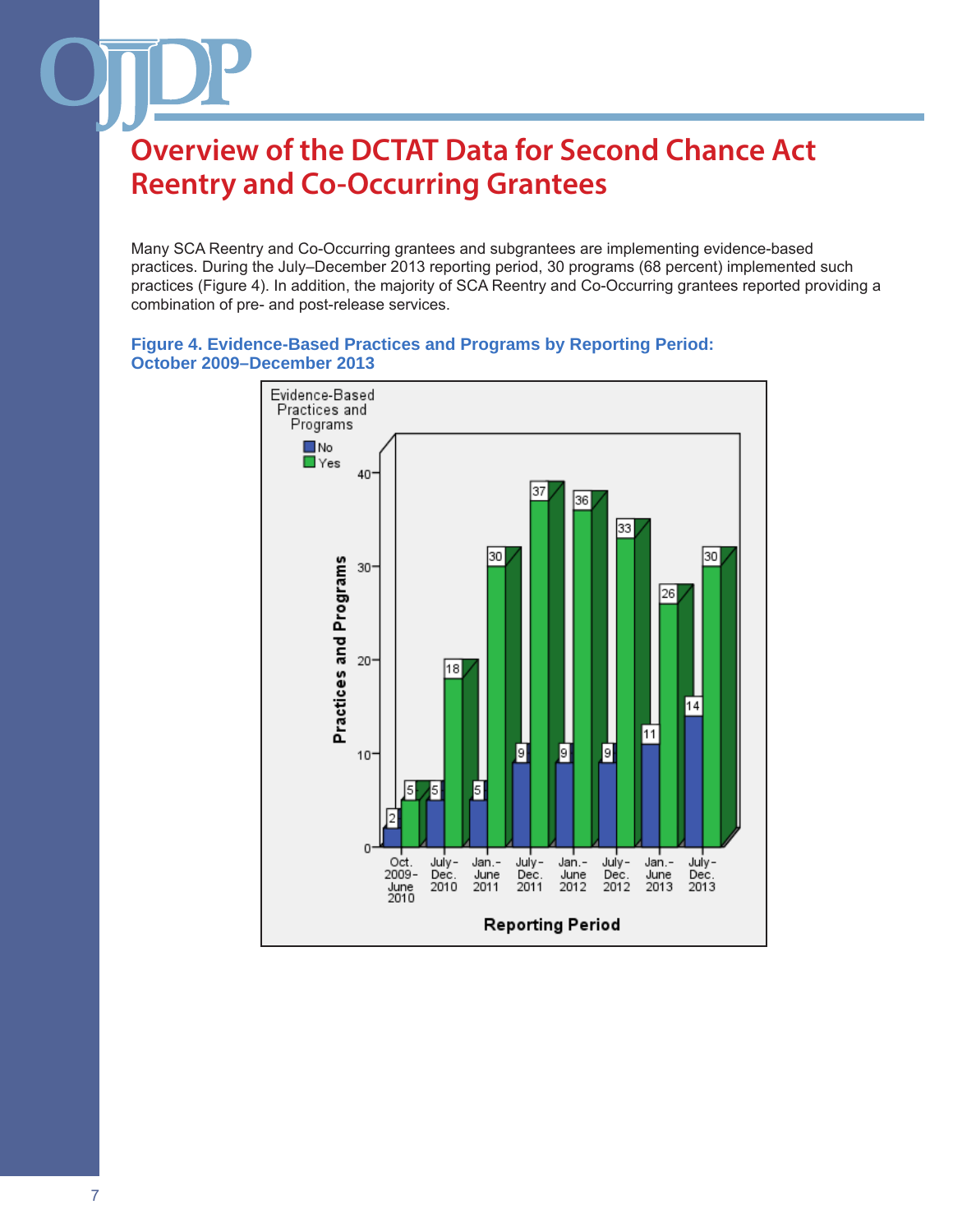# Overview of the DCTAT Data for Second Chance Act Reentry and Co-Occurring Grantees

Many SCA Reentry and Co-Occurring grantees and subgrantees are implementing evidence-based practices. During the July–December 2013 reporting period, 30 programs (68 percent) implemented such practices (Figure 4). In addition, the majority of SCA Reentry and Co-Occurring grantees reported providing a combination of pre- and post-release services.

**Figure 4. Evidence-Based Practices and Programs by Reporting Period: October 2009–December 2013**

| Reporting Period | No | Yes |
|---|---|---|
| Oct. 2009–June 2010 | 2 | 5 |
| July–Dec. 2010 | 5 | 18 |
| Jan.–June 2011 | 5 | 30 |
| July–Dec. 2011 | 9 | 37 |
| Jan.–June 2012 | 9 | 36 |
| July–Dec. 2012 | 9 | 33 |
| Jan.–June 2013 | 11 | 26 |
| July–Dec. 2013 | 14 | 30 |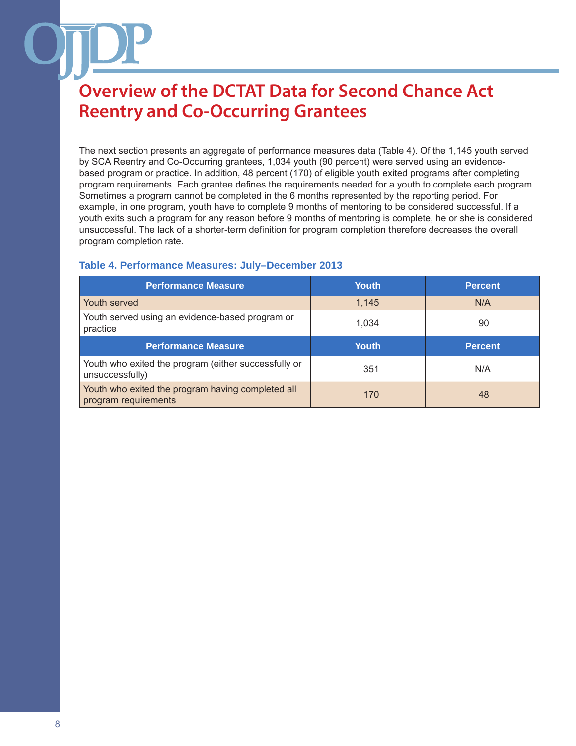# Overview of the DCTAT Data for Second Chance Act Reentry and Co-Occurring Grantees

The next section presents an aggregate of performance measures data (Table 4). Of the 1,145 youth served by SCA Reentry and Co-Occurring grantees, 1,034 youth (90 percent) were served using an evidence-based program or practice. In addition, 48 percent (170) of eligible youth exited programs after completing program requirements. Each grantee defines the requirements needed for a youth to complete each program. Sometimes a program cannot be completed in the 6 months represented by the reporting period. For example, in one program, youth have to complete 9 months of mentoring to be considered successful. If a youth exits such a program for any reason before 9 months of mentoring is complete, he or she is considered unsuccessful. The lack of a shorter-term definition for program completion therefore decreases the overall program completion rate.

### Table 4. Performance Measures: July–December 2013

| Performance Measure | Youth | Percent |
|---|---|---|
| Youth served | 1,145 | N/A |
| Youth served using an evidence-based program or practice | 1,034 | 90 |
| **Performance Measure** | **Youth** | **Percent** |
| Youth who exited the program (either successfully or unsuccessfully) | 351 | N/A |
| Youth who exited the program having completed all program requirements | 170 | 48 |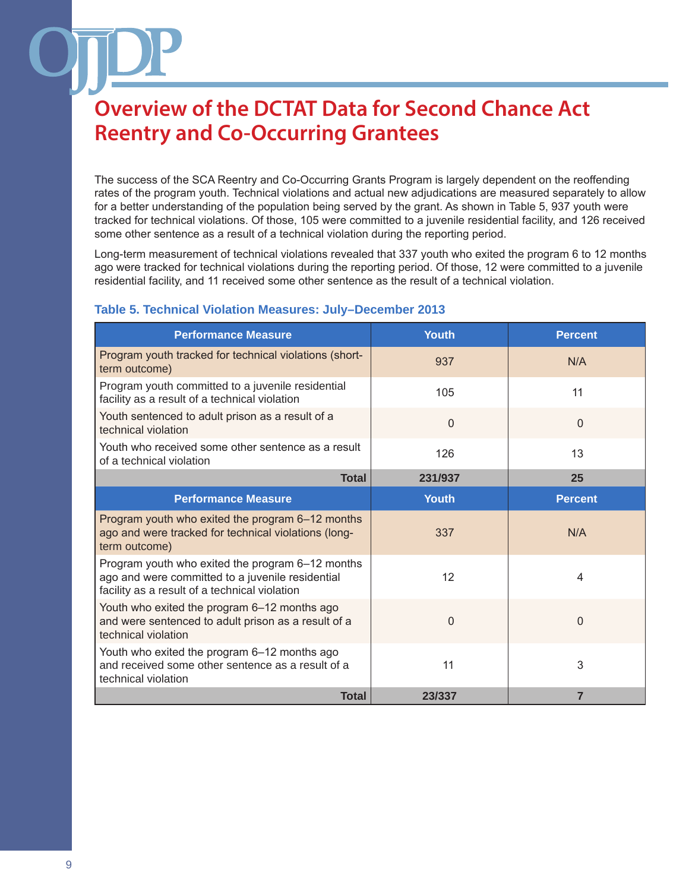# Overview of the DCTAT Data for Second Chance Act Reentry and Co-Occurring Grantees

The success of the SCA Reentry and Co-Occurring Grants Program is largely dependent on the reoffending rates of the program youth. Technical violations and actual new adjudications are measured separately to allow for a better understanding of the population being served by the grant. As shown in Table 5, 937 youth were tracked for technical violations. Of those, 105 were committed to a juvenile residential facility, and 126 received some other sentence as a result of a technical violation during the reporting period.

Long-term measurement of technical violations revealed that 337 youth who exited the program 6 to 12 months ago were tracked for technical violations during the reporting period. Of those, 12 were committed to a juvenile residential facility, and 11 received some other sentence as the result of a technical violation.

### Table 5. Technical Violation Measures: July–December 2013

| Performance Measure | Youth | Percent |
|---|---|---|
| Program youth tracked for technical violations (short-term outcome) | 937 | N/A |
| Program youth committed to a juvenile residential facility as a result of a technical violation | 105 | 11 |
| Youth sentenced to adult prison as a result of a technical violation | 0 | 0 |
| Youth who received some other sentence as a result of a technical violation | 126 | 13 |
| **Total** | **231/937** | **25** |
| **Performance Measure** | **Youth** | **Percent** |
| Program youth who exited the program 6–12 months ago and were tracked for technical violations (long-term outcome) | 337 | N/A |
| Program youth who exited the program 6–12 months ago and were committed to a juvenile residential facility as a result of a technical violation | 12 | 4 |
| Youth who exited the program 6–12 months ago and were sentenced to adult prison as a result of a technical violation | 0 | 0 |
| Youth who exited the program 6–12 months ago and received some other sentence as a result of a technical violation | 11 | 3 |
| **Total** | **23/337** | **7** |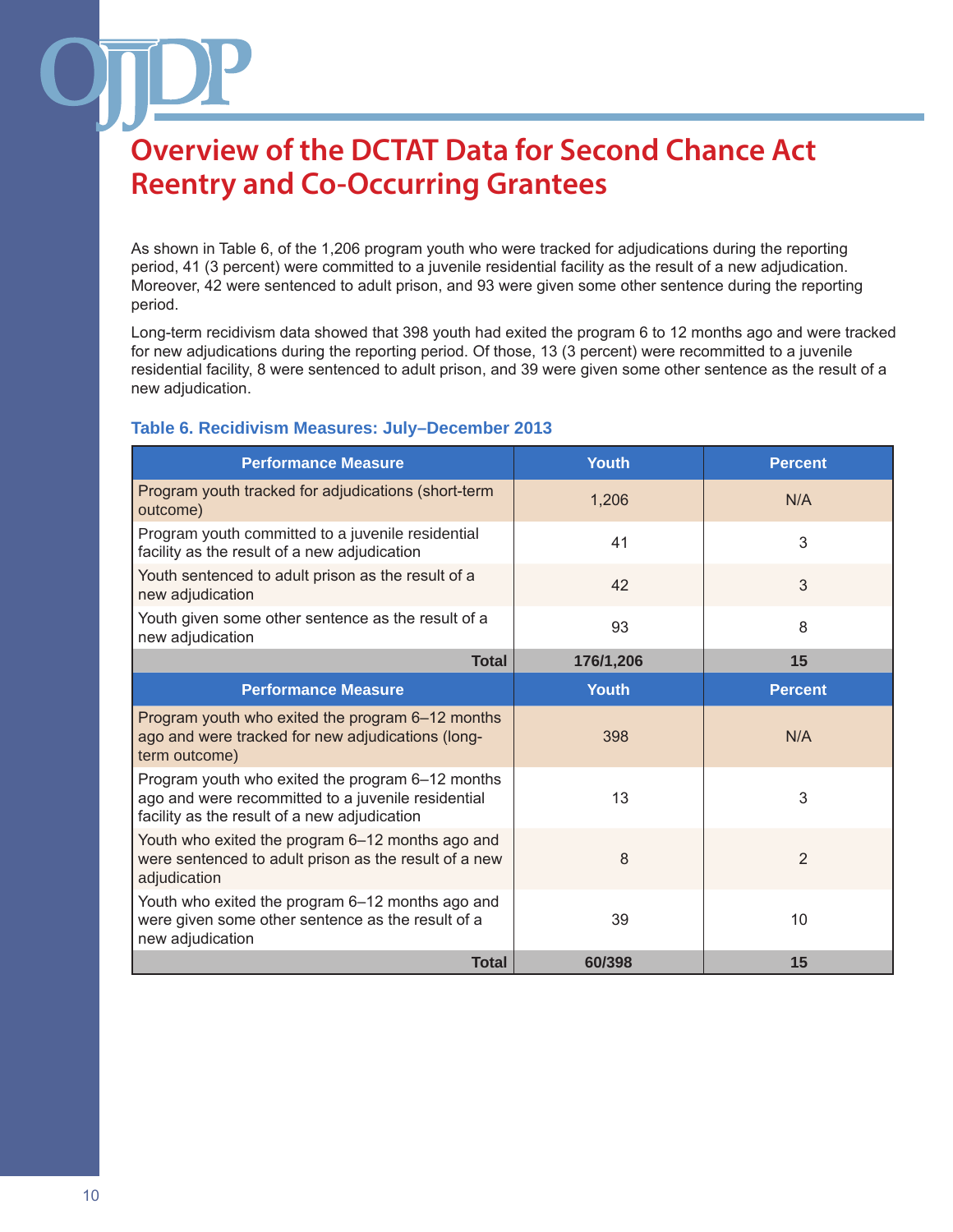# Overview of the DCTAT Data for Second Chance Act Reentry and Co-Occurring Grantees

As shown in Table 6, of the 1,206 program youth who were tracked for adjudications during the reporting period, 41 (3 percent) were committed to a juvenile residential facility as the result of a new adjudication. Moreover, 42 were sentenced to adult prison, and 93 were given some other sentence during the reporting period.

Long-term recidivism data showed that 398 youth had exited the program 6 to 12 months ago and were tracked for new adjudications during the reporting period. Of those, 13 (3 percent) were recommitted to a juvenile residential facility, 8 were sentenced to adult prison, and 39 were given some other sentence as the result of a new adjudication.

### Table 6. Recidivism Measures: July–December 2013

| Performance Measure | Youth | Percent |
|---|---|---|
| Program youth tracked for adjudications (short-term outcome) | 1,206 | N/A |
| Program youth committed to a juvenile residential facility as the result of a new adjudication | 41 | 3 |
| Youth sentenced to adult prison as the result of a new adjudication | 42 | 3 |
| Youth given some other sentence as the result of a new adjudication | 93 | 8 |
| **Total** | **176/1,206** | **15** |
| **Performance Measure** | **Youth** | **Percent** |
| Program youth who exited the program 6–12 months ago and were tracked for new adjudications (long-term outcome) | 398 | N/A |
| Program youth who exited the program 6–12 months ago and were recommitted to a juvenile residential facility as the result of a new adjudication | 13 | 3 |
| Youth who exited the program 6–12 months ago and were sentenced to adult prison as the result of a new adjudication | 8 | 2 |
| Youth who exited the program 6–12 months ago and were given some other sentence as the result of a new adjudication | 39 | 10 |
| **Total** | **60/398** | **15** |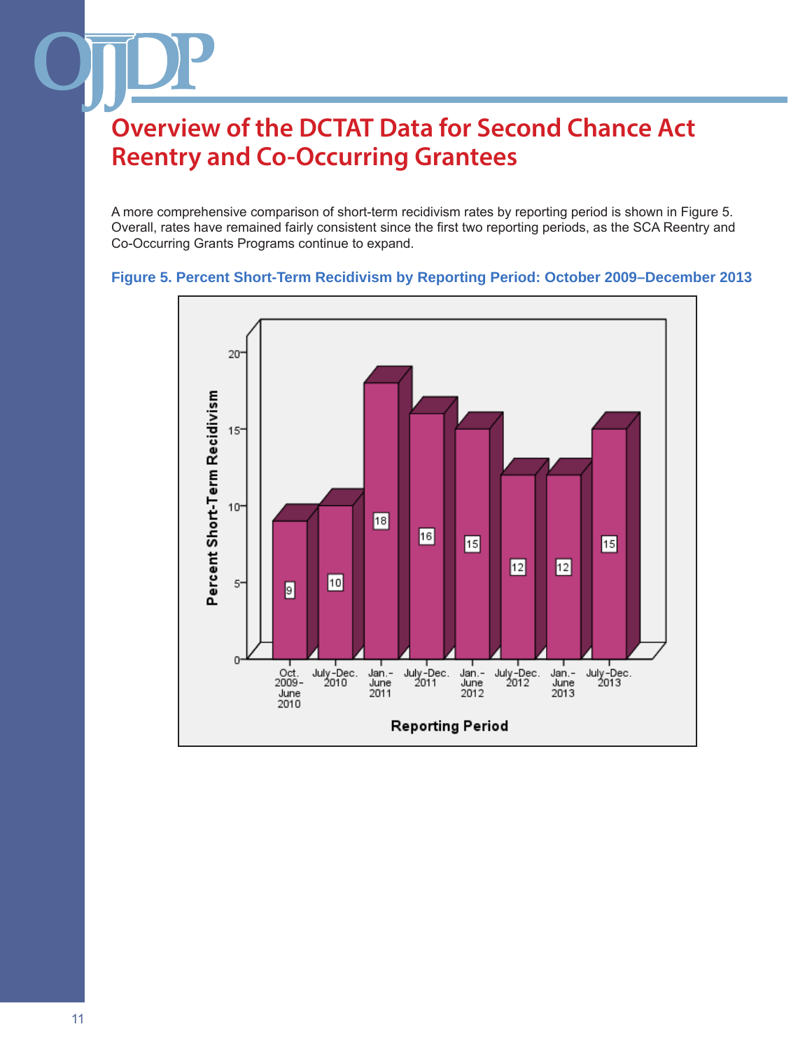## Overview of the DCTAT Data for Second Chance Act Reentry and Co-Occurring Grantees

A more comprehensive comparison of short-term recidivism rates by reporting period is shown in Figure 5. Overall, rates have remained fairly consistent since the first two reporting periods, as the SCA Reentry and Co-Occurring Grants Programs continue to expand.

**Figure 5. Percent Short-Term Recidivism by Reporting Period: October 2009–December 2013**

| Reporting Period | Percent Short-Term Recidivism |
|---|---|
| Oct. 2009–June 2010 | 9 |
| July–Dec. 2010 | 10 |
| Jan.–June 2011 | 18 |
| July–Dec. 2011 | 16 |
| Jan.–June 2012 | 15 |
| July–Dec. 2012 | 12 |
| Jan.–June 2013 | 12 |
| July–Dec. 2013 | 15 |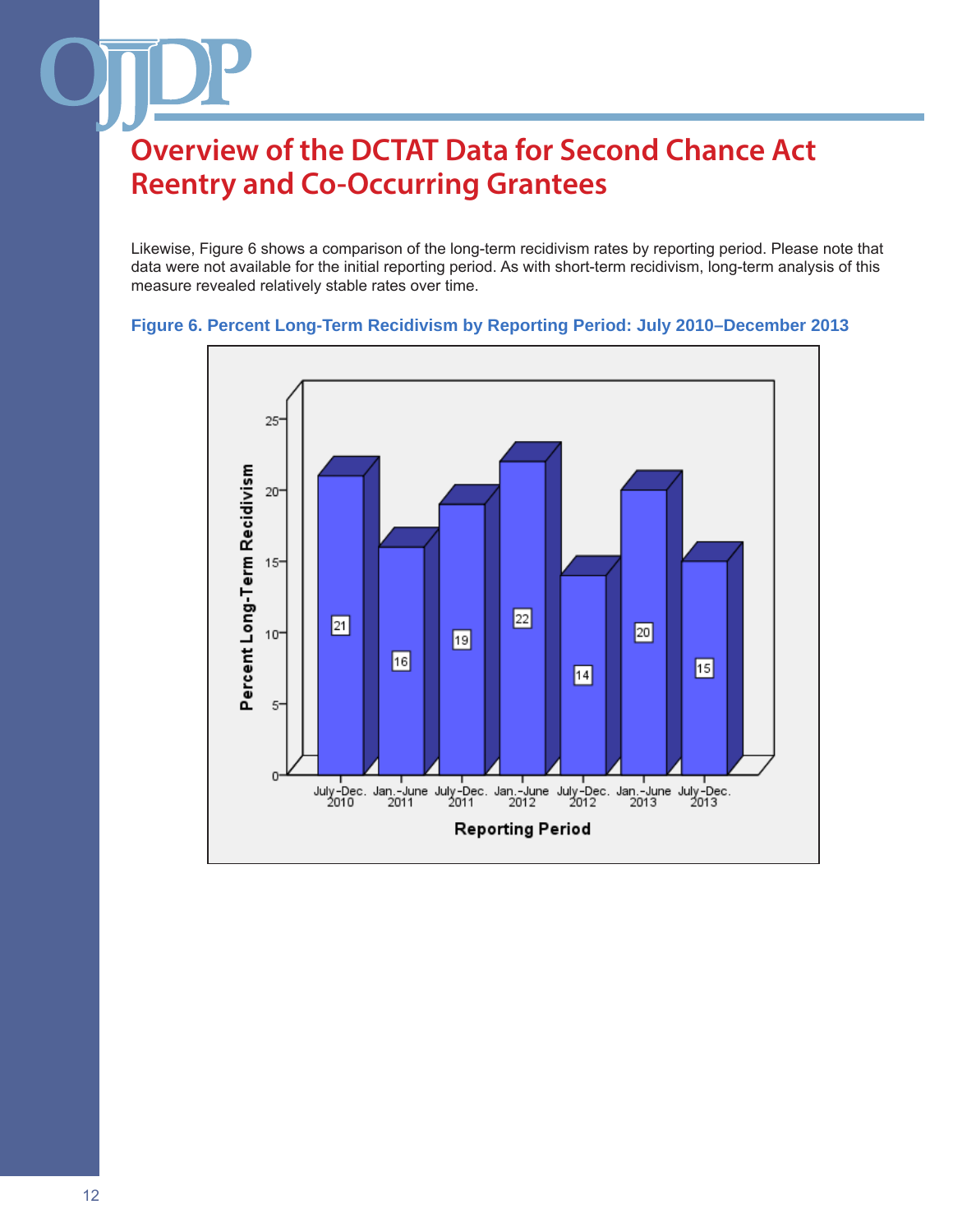# Overview of the DCTAT Data for Second Chance Act Reentry and Co-Occurring Grantees

Likewise, Figure 6 shows a comparison of the long-term recidivism rates by reporting period. Please note that data were not available for the initial reporting period. As with short-term recidivism, long-term analysis of this measure revealed relatively stable rates over time.

**Figure 6. Percent Long-Term Recidivism by Reporting Period: July 2010–December 2013**

| Reporting Period | Percent Long-Term Recidivism |
|---|---|
| July-Dec. 2010 | 21 |
| Jan.-June 2011 | 16 |
| July-Dec. 2011 | 19 |
| Jan.-June 2012 | 22 |
| July-Dec. 2012 | 14 |
| Jan.-June 2013 | 20 |
| July-Dec. 2013 | 15 |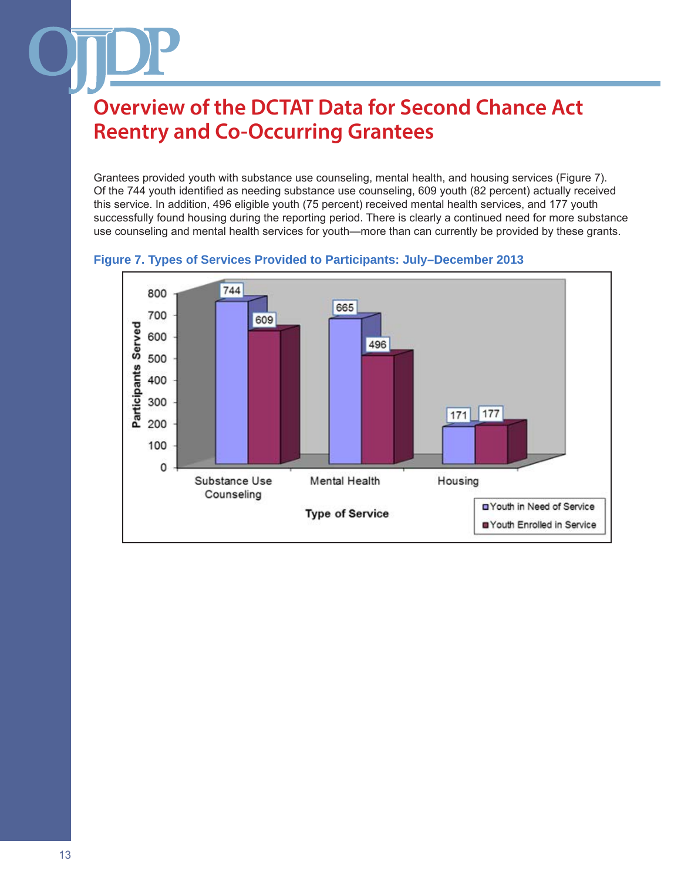# Overview of the DCTAT Data for Second Chance Act Reentry and Co-Occurring Grantees

Grantees provided youth with substance use counseling, mental health, and housing services (Figure 7). Of the 744 youth identified as needing substance use counseling, 609 youth (82 percent) actually received this service. In addition, 496 eligible youth (75 percent) received mental health services, and 177 youth successfully found housing during the reporting period. There is clearly a continued need for more substance use counseling and mental health services for youth—more than can currently be provided by these grants.

**Figure 7. Types of Services Provided to Participants: July–December 2013**

| Type of Service | Youth in Need of Service | Youth Enrolled in Service |
|---|---|---|
| Substance Use Counseling | 744 | 609 |
| Mental Health | 665 | 496 |
| Housing | 171 | 177 |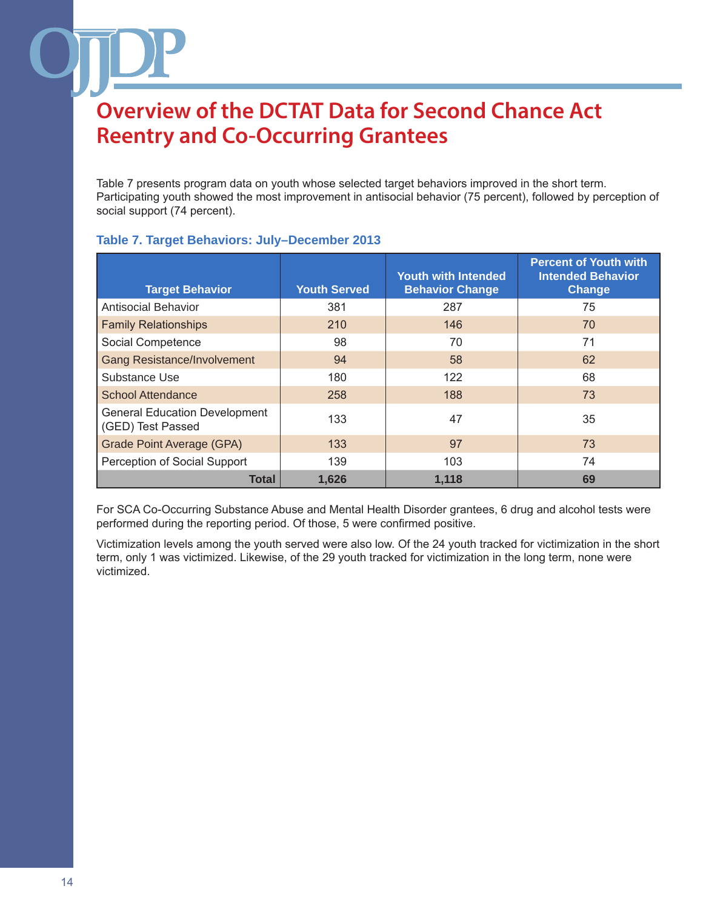# Overview of the DCTAT Data for Second Chance Act Reentry and Co-Occurring Grantees

Table 7 presents program data on youth whose selected target behaviors improved in the short term. Participating youth showed the most improvement in antisocial behavior (75 percent), followed by perception of social support (74 percent).

### Table 7. Target Behaviors: July–December 2013

| Target Behavior | Youth Served | Youth with Intended Behavior Change | Percent of Youth with Intended Behavior Change |
|---|---|---|---|
| Antisocial Behavior | 381 | 287 | 75 |
| Family Relationships | 210 | 146 | 70 |
| Social Competence | 98 | 70 | 71 |
| Gang Resistance/Involvement | 94 | 58 | 62 |
| Substance Use | 180 | 122 | 68 |
| School Attendance | 258 | 188 | 73 |
| General Education Development (GED) Test Passed | 133 | 47 | 35 |
| Grade Point Average (GPA) | 133 | 97 | 73 |
| Perception of Social Support | 139 | 103 | 74 |
| **Total** | **1,626** | **1,118** | **69** |

For SCA Co-Occurring Substance Abuse and Mental Health Disorder grantees, 6 drug and alcohol tests were performed during the reporting period. Of those, 5 were confirmed positive.

Victimization levels among the youth served were also low. Of the 24 youth tracked for victimization in the short term, only 1 was victimized. Likewise, of the 29 youth tracked for victimization in the long term, none were victimized.